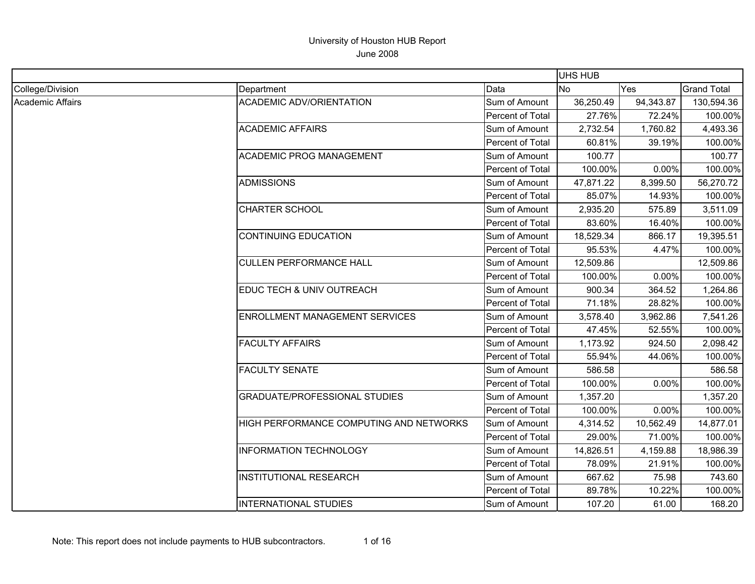University of Houston HUB Report
June 2008

| | | | UHS HUB | | |
|---|---|---|---|---|---|
| College/Division | Department | Data | No | Yes | Grand Total |
| Academic Affairs | ACADEMIC ADV/ORIENTATION | Sum of Amount | 36,250.49 | 94,343.87 | 130,594.36 |
| | | Percent of Total | 27.76% | 72.24% | 100.00% |
| | ACADEMIC AFFAIRS | Sum of Amount | 2,732.54 | 1,760.82 | 4,493.36 |
| | | Percent of Total | 60.81% | 39.19% | 100.00% |
| | ACADEMIC PROG MANAGEMENT | Sum of Amount | 100.77 | | 100.77 |
| | | Percent of Total | 100.00% | 0.00% | 100.00% |
| | ADMISSIONS | Sum of Amount | 47,871.22 | 8,399.50 | 56,270.72 |
| | | Percent of Total | 85.07% | 14.93% | 100.00% |
| | CHARTER SCHOOL | Sum of Amount | 2,935.20 | 575.89 | 3,511.09 |
| | | Percent of Total | 83.60% | 16.40% | 100.00% |
| | CONTINUING EDUCATION | Sum of Amount | 18,529.34 | 866.17 | 19,395.51 |
| | | Percent of Total | 95.53% | 4.47% | 100.00% |
| | CULLEN PERFORMANCE HALL | Sum of Amount | 12,509.86 | | 12,509.86 |
| | | Percent of Total | 100.00% | 0.00% | 100.00% |
| | EDUC TECH & UNIV OUTREACH | Sum of Amount | 900.34 | 364.52 | 1,264.86 |
| | | Percent of Total | 71.18% | 28.82% | 100.00% |
| | ENROLLMENT MANAGEMENT SERVICES | Sum of Amount | 3,578.40 | 3,962.86 | 7,541.26 |
| | | Percent of Total | 47.45% | 52.55% | 100.00% |
| | FACULTY AFFAIRS | Sum of Amount | 1,173.92 | 924.50 | 2,098.42 |
| | | Percent of Total | 55.94% | 44.06% | 100.00% |
| | FACULTY SENATE | Sum of Amount | 586.58 | | 586.58 |
| | | Percent of Total | 100.00% | 0.00% | 100.00% |
| | GRADUATE/PROFESSIONAL STUDIES | Sum of Amount | 1,357.20 | | 1,357.20 |
| | | Percent of Total | 100.00% | 0.00% | 100.00% |
| | HIGH PERFORMANCE COMPUTING AND NETWORKS | Sum of Amount | 4,314.52 | 10,562.49 | 14,877.01 |
| | | Percent of Total | 29.00% | 71.00% | 100.00% |
| | INFORMATION TECHNOLOGY | Sum of Amount | 14,826.51 | 4,159.88 | 18,986.39 |
| | | Percent of Total | 78.09% | 21.91% | 100.00% |
| | INSTITUTIONAL RESEARCH | Sum of Amount | 667.62 | 75.98 | 743.60 |
| | | Percent of Total | 89.78% | 10.22% | 100.00% |
| | INTERNATIONAL STUDIES | Sum of Amount | 107.20 | 61.00 | 168.20 |

Note: This report does not include payments to HUB subcontractors.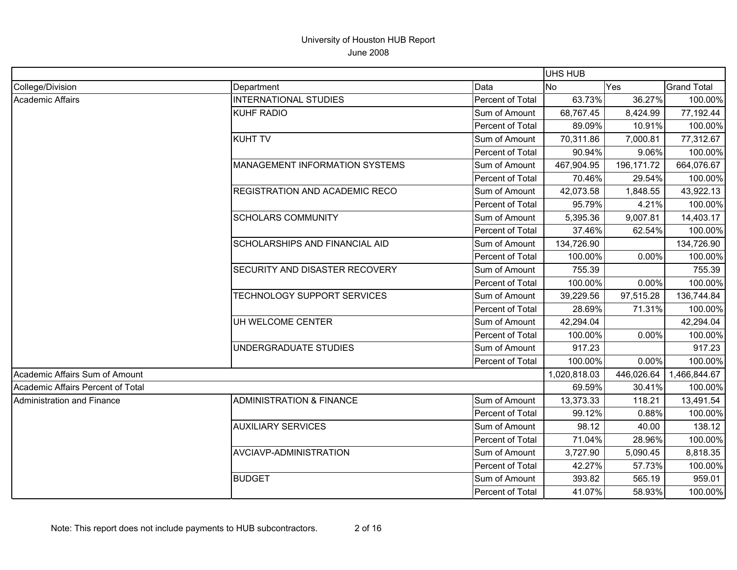University of Houston HUB Report
June 2008

| | | | UHS HUB | | |
|---|---|---|---|---|---|
| College/Division | Department | Data | No | Yes | Grand Total |
| Academic Affairs | INTERNATIONAL STUDIES | Percent of Total | 63.73% | 36.27% | 100.00% |
| | KUHF RADIO | Sum of Amount | 68,767.45 | 8,424.99 | 77,192.44 |
| | | Percent of Total | 89.09% | 10.91% | 100.00% |
| | KUHT TV | Sum of Amount | 70,311.86 | 7,000.81 | 77,312.67 |
| | | Percent of Total | 90.94% | 9.06% | 100.00% |
| | MANAGEMENT INFORMATION SYSTEMS | Sum of Amount | 467,904.95 | 196,171.72 | 664,076.67 |
| | | Percent of Total | 70.46% | 29.54% | 100.00% |
| | REGISTRATION AND ACADEMIC RECO | Sum of Amount | 42,073.58 | 1,848.55 | 43,922.13 |
| | | Percent of Total | 95.79% | 4.21% | 100.00% |
| | SCHOLARS COMMUNITY | Sum of Amount | 5,395.36 | 9,007.81 | 14,403.17 |
| | | Percent of Total | 37.46% | 62.54% | 100.00% |
| | SCHOLARSHIPS AND FINANCIAL AID | Sum of Amount | 134,726.90 | | 134,726.90 |
| | | Percent of Total | 100.00% | 0.00% | 100.00% |
| | SECURITY AND DISASTER RECOVERY | Sum of Amount | 755.39 | | 755.39 |
| | | Percent of Total | 100.00% | 0.00% | 100.00% |
| | TECHNOLOGY SUPPORT SERVICES | Sum of Amount | 39,229.56 | 97,515.28 | 136,744.84 |
| | | Percent of Total | 28.69% | 71.31% | 100.00% |
| | UH WELCOME CENTER | Sum of Amount | 42,294.04 | | 42,294.04 |
| | | Percent of Total | 100.00% | 0.00% | 100.00% |
| | UNDERGRADUATE STUDIES | Sum of Amount | 917.23 | | 917.23 |
| | | Percent of Total | 100.00% | 0.00% | 100.00% |
| Academic Affairs Sum of Amount | | | 1,020,818.03 | 446,026.64 | 1,466,844.67 |
| Academic Affairs Percent of Total | | | 69.59% | 30.41% | 100.00% |
| Administration and Finance | ADMINISTRATION & FINANCE | Sum of Amount | 13,373.33 | 118.21 | 13,491.54 |
| | | Percent of Total | 99.12% | 0.88% | 100.00% |
| | AUXILIARY SERVICES | Sum of Amount | 98.12 | 40.00 | 138.12 |
| | | Percent of Total | 71.04% | 28.96% | 100.00% |
| | AVCIAVP-ADMINISTRATION | Sum of Amount | 3,727.90 | 5,090.45 | 8,818.35 |
| | | Percent of Total | 42.27% | 57.73% | 100.00% |
| | BUDGET | Sum of Amount | 393.82 | 565.19 | 959.01 |
| | | Percent of Total | 41.07% | 58.93% | 100.00% |

Note: This report does not include payments to HUB subcontractors.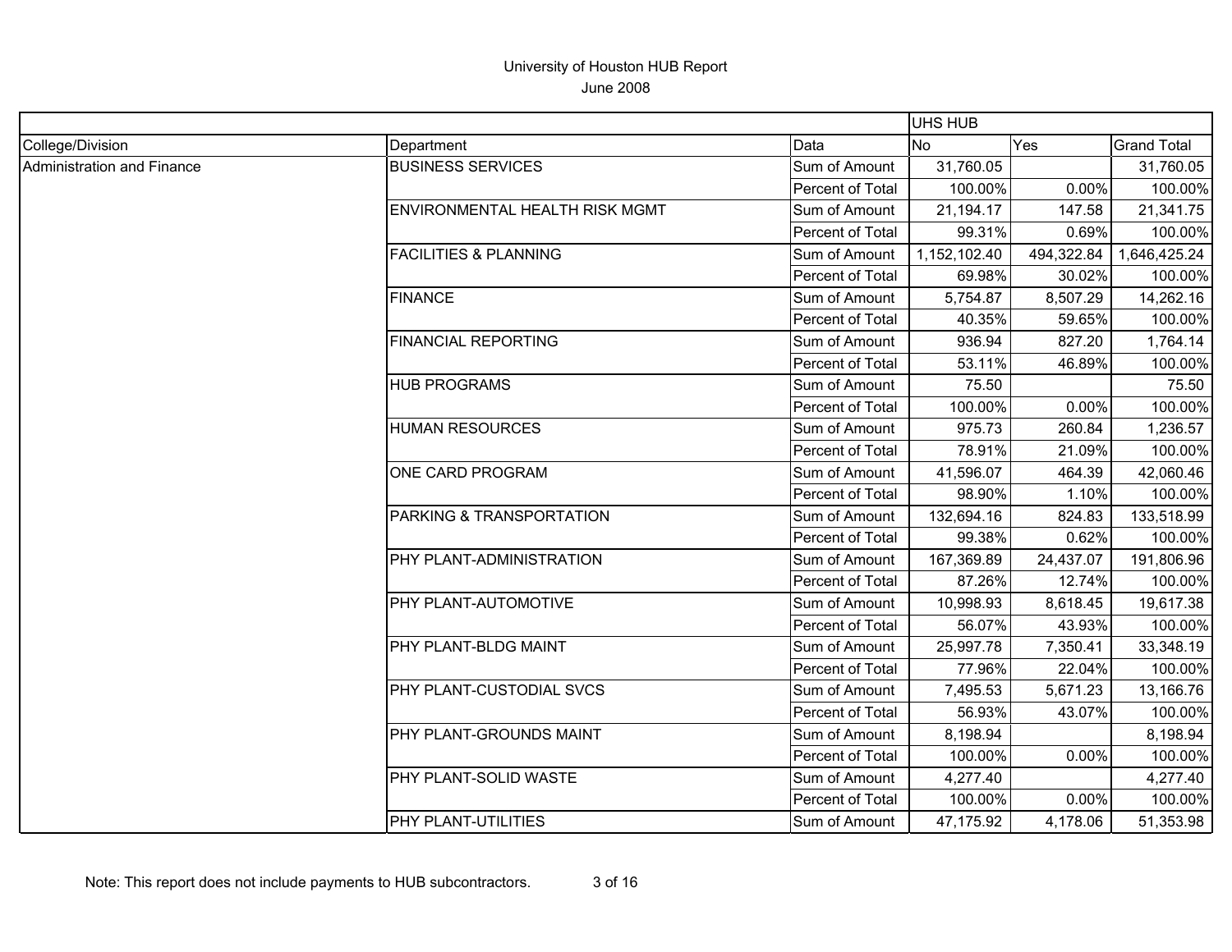University of Houston HUB Report

June 2008

| | | | UHS HUB | | |
|---|---|---|---|---|---|
| College/Division | Department | Data | No | Yes | Grand Total |
| Administration and Finance | BUSINESS SERVICES | Sum of Amount | 31,760.05 | | 31,760.05 |
| | | Percent of Total | 100.00% | 0.00% | 100.00% |
| | ENVIRONMENTAL HEALTH RISK MGMT | Sum of Amount | 21,194.17 | 147.58 | 21,341.75 |
| | | Percent of Total | 99.31% | 0.69% | 100.00% |
| | FACILITIES & PLANNING | Sum of Amount | 1,152,102.40 | 494,322.84 | 1,646,425.24 |
| | | Percent of Total | 69.98% | 30.02% | 100.00% |
| | FINANCE | Sum of Amount | 5,754.87 | 8,507.29 | 14,262.16 |
| | | Percent of Total | 40.35% | 59.65% | 100.00% |
| | FINANCIAL REPORTING | Sum of Amount | 936.94 | 827.20 | 1,764.14 |
| | | Percent of Total | 53.11% | 46.89% | 100.00% |
| | HUB PROGRAMS | Sum of Amount | 75.50 | | 75.50 |
| | | Percent of Total | 100.00% | 0.00% | 100.00% |
| | HUMAN RESOURCES | Sum of Amount | 975.73 | 260.84 | 1,236.57 |
| | | Percent of Total | 78.91% | 21.09% | 100.00% |
| | ONE CARD PROGRAM | Sum of Amount | 41,596.07 | 464.39 | 42,060.46 |
| | | Percent of Total | 98.90% | 1.10% | 100.00% |
| | PARKING & TRANSPORTATION | Sum of Amount | 132,694.16 | 824.83 | 133,518.99 |
| | | Percent of Total | 99.38% | 0.62% | 100.00% |
| | PHY PLANT-ADMINISTRATION | Sum of Amount | 167,369.89 | 24,437.07 | 191,806.96 |
| | | Percent of Total | 87.26% | 12.74% | 100.00% |
| | PHY PLANT-AUTOMOTIVE | Sum of Amount | 10,998.93 | 8,618.45 | 19,617.38 |
| | | Percent of Total | 56.07% | 43.93% | 100.00% |
| | PHY PLANT-BLDG MAINT | Sum of Amount | 25,997.78 | 7,350.41 | 33,348.19 |
| | | Percent of Total | 77.96% | 22.04% | 100.00% |
| | PHY PLANT-CUSTODIAL SVCS | Sum of Amount | 7,495.53 | 5,671.23 | 13,166.76 |
| | | Percent of Total | 56.93% | 43.07% | 100.00% |
| | PHY PLANT-GROUNDS MAINT | Sum of Amount | 8,198.94 | | 8,198.94 |
| | | Percent of Total | 100.00% | 0.00% | 100.00% |
| | PHY PLANT-SOLID WASTE | Sum of Amount | 4,277.40 | | 4,277.40 |
| | | Percent of Total | 100.00% | 0.00% | 100.00% |
| | PHY PLANT-UTILITIES | Sum of Amount | 47,175.92 | 4,178.06 | 51,353.98 |

Note: This report does not include payments to HUB subcontractors.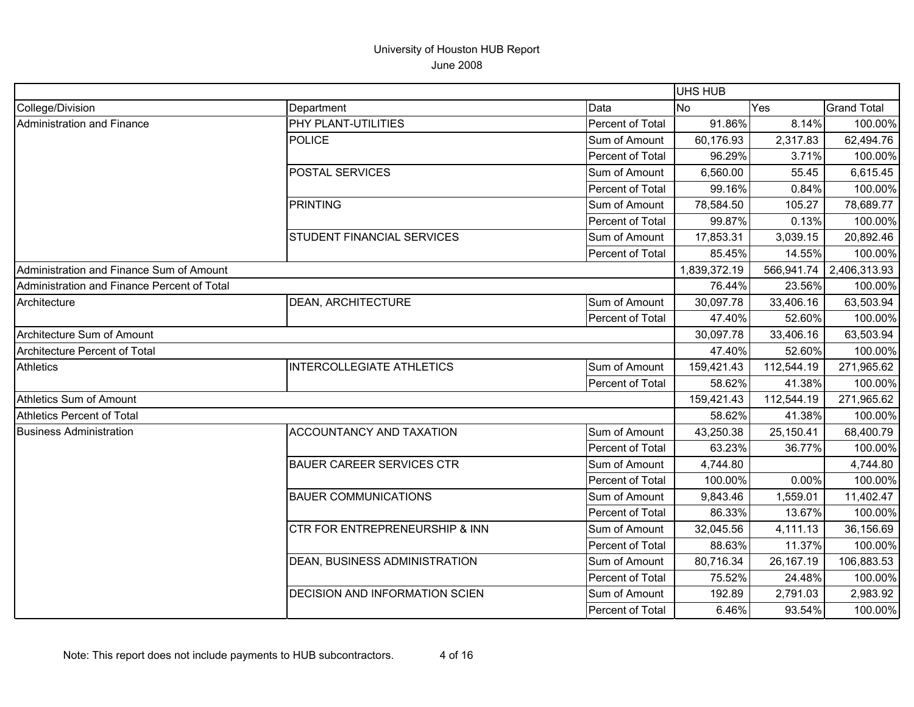University of Houston HUB Report
June 2008

| | | | UHS HUB | | |
|---|---|---|---|---|---|
| College/Division | Department | Data | No | Yes | Grand Total |
| Administration and Finance | PHY PLANT-UTILITIES | Percent of Total | 91.86% | 8.14% | 100.00% |
| | POLICE | Sum of Amount | 60,176.93 | 2,317.83 | 62,494.76 |
| | | Percent of Total | 96.29% | 3.71% | 100.00% |
| | POSTAL SERVICES | Sum of Amount | 6,560.00 | 55.45 | 6,615.45 |
| | | Percent of Total | 99.16% | 0.84% | 100.00% |
| | PRINTING | Sum of Amount | 78,584.50 | 105.27 | 78,689.77 |
| | | Percent of Total | 99.87% | 0.13% | 100.00% |
| | STUDENT FINANCIAL SERVICES | Sum of Amount | 17,853.31 | 3,039.15 | 20,892.46 |
| | | Percent of Total | 85.45% | 14.55% | 100.00% |
| Administration and Finance Sum of Amount | | | 1,839,372.19 | 566,941.74 | 2,406,313.93 |
| Administration and Finance Percent of Total | | | 76.44% | 23.56% | 100.00% |
| Architecture | DEAN, ARCHITECTURE | Sum of Amount | 30,097.78 | 33,406.16 | 63,503.94 |
| | | Percent of Total | 47.40% | 52.60% | 100.00% |
| Architecture Sum of Amount | | | 30,097.78 | 33,406.16 | 63,503.94 |
| Architecture Percent of Total | | | 47.40% | 52.60% | 100.00% |
| Athletics | INTERCOLLEGIATE ATHLETICS | Sum of Amount | 159,421.43 | 112,544.19 | 271,965.62 |
| | | Percent of Total | 58.62% | 41.38% | 100.00% |
| Athletics Sum of Amount | | | 159,421.43 | 112,544.19 | 271,965.62 |
| Athletics Percent of Total | | | 58.62% | 41.38% | 100.00% |
| Business Administration | ACCOUNTANCY AND TAXATION | Sum of Amount | 43,250.38 | 25,150.41 | 68,400.79 |
| | | Percent of Total | 63.23% | 36.77% | 100.00% |
| | BAUER CAREER SERVICES CTR | Sum of Amount | 4,744.80 | | 4,744.80 |
| | | Percent of Total | 100.00% | 0.00% | 100.00% |
| | BAUER COMMUNICATIONS | Sum of Amount | 9,843.46 | 1,559.01 | 11,402.47 |
| | | Percent of Total | 86.33% | 13.67% | 100.00% |
| | CTR FOR ENTREPRENEURSHIP & INN | Sum of Amount | 32,045.56 | 4,111.13 | 36,156.69 |
| | | Percent of Total | 88.63% | 11.37% | 100.00% |
| | DEAN, BUSINESS ADMINISTRATION | Sum of Amount | 80,716.34 | 26,167.19 | 106,883.53 |
| | | Percent of Total | 75.52% | 24.48% | 100.00% |
| | DECISION AND INFORMATION SCIEN | Sum of Amount | 192.89 | 2,791.03 | 2,983.92 |
| | | Percent of Total | 6.46% | 93.54% | 100.00% |

Note: This report does not include payments to HUB subcontractors.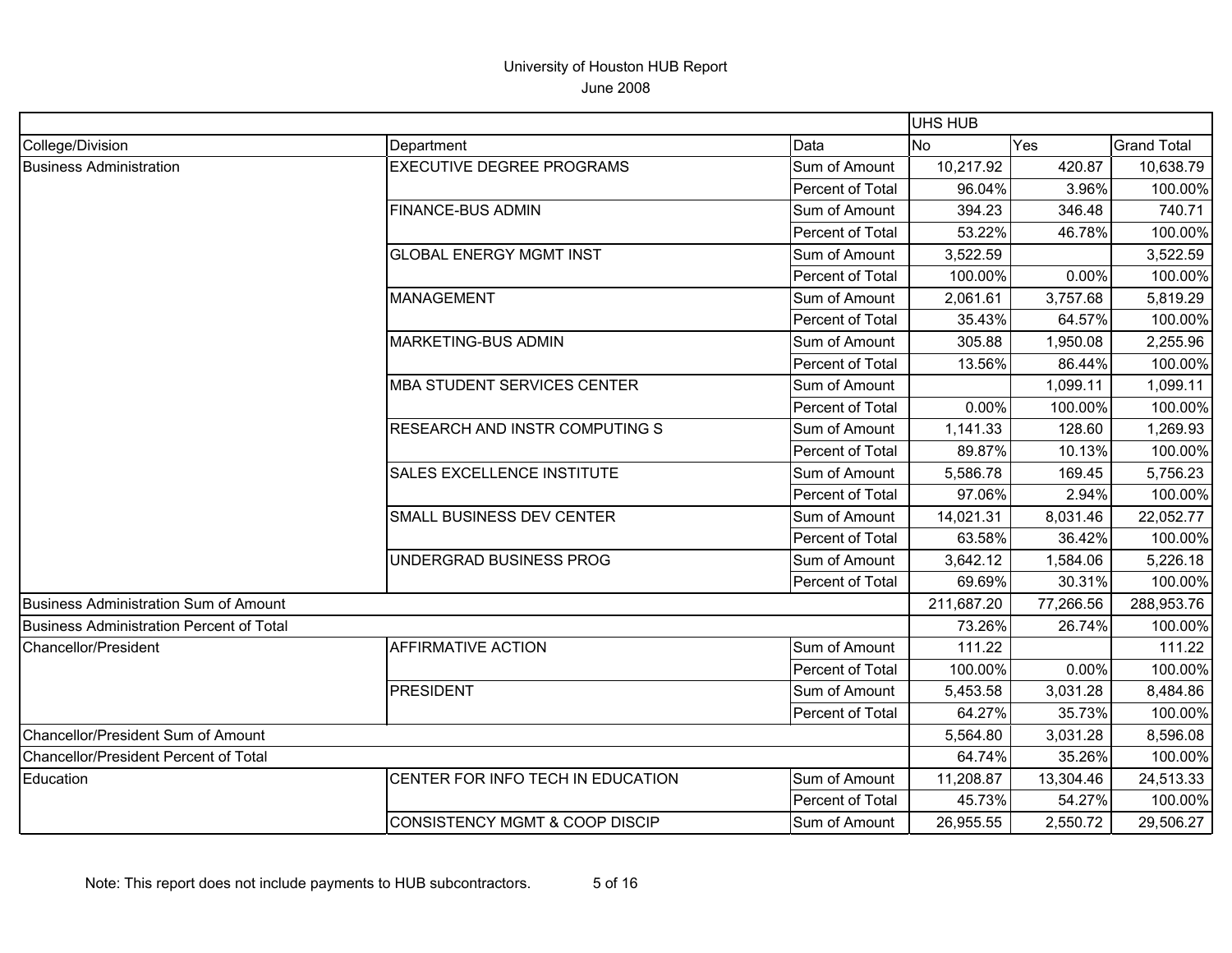# University of Houston HUB Report

June 2008

| | | | UHS HUB | | |
|---|---|---|---|---|---|
| College/Division | Department | Data | No | Yes | Grand Total |
| Business Administration | EXECUTIVE DEGREE PROGRAMS | Sum of Amount | 10,217.92 | 420.87 | 10,638.79 |
| | | Percent of Total | 96.04% | 3.96% | 100.00% |
| | FINANCE-BUS ADMIN | Sum of Amount | 394.23 | 346.48 | 740.71 |
| | | Percent of Total | 53.22% | 46.78% | 100.00% |
| | GLOBAL ENERGY MGMT INST | Sum of Amount | 3,522.59 | | 3,522.59 |
| | | Percent of Total | 100.00% | 0.00% | 100.00% |
| | MANAGEMENT | Sum of Amount | 2,061.61 | 3,757.68 | 5,819.29 |
| | | Percent of Total | 35.43% | 64.57% | 100.00% |
| | MARKETING-BUS ADMIN | Sum of Amount | 305.88 | 1,950.08 | 2,255.96 |
| | | Percent of Total | 13.56% | 86.44% | 100.00% |
| | MBA STUDENT SERVICES CENTER | Sum of Amount | | 1,099.11 | 1,099.11 |
| | | Percent of Total | 0.00% | 100.00% | 100.00% |
| | RESEARCH AND INSTR COMPUTING S | Sum of Amount | 1,141.33 | 128.60 | 1,269.93 |
| | | Percent of Total | 89.87% | 10.13% | 100.00% |
| | SALES EXCELLENCE INSTITUTE | Sum of Amount | 5,586.78 | 169.45 | 5,756.23 |
| | | Percent of Total | 97.06% | 2.94% | 100.00% |
| | SMALL BUSINESS DEV CENTER | Sum of Amount | 14,021.31 | 8,031.46 | 22,052.77 |
| | | Percent of Total | 63.58% | 36.42% | 100.00% |
| | UNDERGRAD BUSINESS PROG | Sum of Amount | 3,642.12 | 1,584.06 | 5,226.18 |
| | | Percent of Total | 69.69% | 30.31% | 100.00% |
| Business Administration Sum of Amount | | | 211,687.20 | 77,266.56 | 288,953.76 |
| Business Administration Percent of Total | | | 73.26% | 26.74% | 100.00% |
| Chancellor/President | AFFIRMATIVE ACTION | Sum of Amount | 111.22 | | 111.22 |
| | | Percent of Total | 100.00% | 0.00% | 100.00% |
| | PRESIDENT | Sum of Amount | 5,453.58 | 3,031.28 | 8,484.86 |
| | | Percent of Total | 64.27% | 35.73% | 100.00% |
| Chancellor/President Sum of Amount | | | 5,564.80 | 3,031.28 | 8,596.08 |
| Chancellor/President Percent of Total | | | 64.74% | 35.26% | 100.00% |
| Education | CENTER FOR INFO TECH IN EDUCATION | Sum of Amount | 11,208.87 | 13,304.46 | 24,513.33 |
| | | Percent of Total | 45.73% | 54.27% | 100.00% |
| | CONSISTENCY MGMT & COOP DISCIP | Sum of Amount | 26,955.55 | 2,550.72 | 29,506.27 |

Note: This report does not include payments to HUB subcontractors.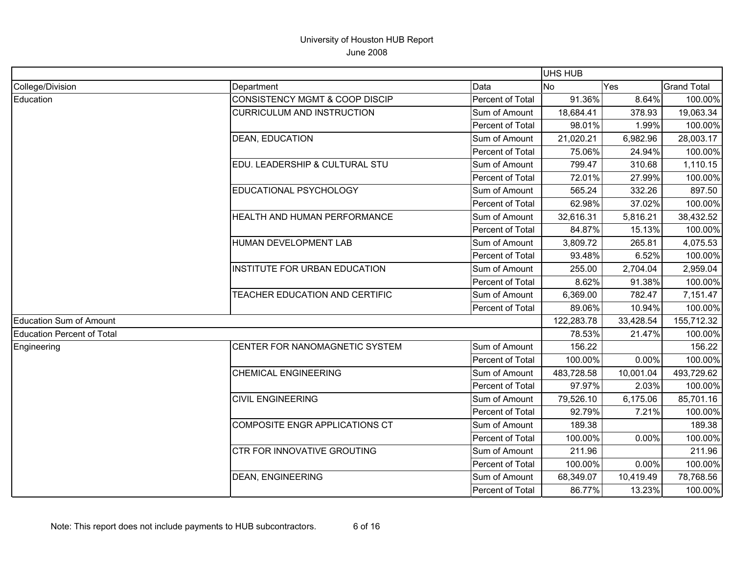# University of Houston HUB Report
## June 2008

| | | | UHS HUB | | |
|---|---|---|---|---|---|
| College/Division | Department | Data | No | Yes | Grand Total |
| Education | CONSISTENCY MGMT & COOP DISCIP | Percent of Total | 91.36% | 8.64% | 100.00% |
| | CURRICULUM AND INSTRUCTION | Sum of Amount | 18,684.41 | 378.93 | 19,063.34 |
| | | Percent of Total | 98.01% | 1.99% | 100.00% |
| | DEAN, EDUCATION | Sum of Amount | 21,020.21 | 6,982.96 | 28,003.17 |
| | | Percent of Total | 75.06% | 24.94% | 100.00% |
| | EDU. LEADERSHIP & CULTURAL STU | Sum of Amount | 799.47 | 310.68 | 1,110.15 |
| | | Percent of Total | 72.01% | 27.99% | 100.00% |
| | EDUCATIONAL PSYCHOLOGY | Sum of Amount | 565.24 | 332.26 | 897.50 |
| | | Percent of Total | 62.98% | 37.02% | 100.00% |
| | HEALTH AND HUMAN PERFORMANCE | Sum of Amount | 32,616.31 | 5,816.21 | 38,432.52 |
| | | Percent of Total | 84.87% | 15.13% | 100.00% |
| | HUMAN DEVELOPMENT LAB | Sum of Amount | 3,809.72 | 265.81 | 4,075.53 |
| | | Percent of Total | 93.48% | 6.52% | 100.00% |
| | INSTITUTE FOR URBAN EDUCATION | Sum of Amount | 255.00 | 2,704.04 | 2,959.04 |
| | | Percent of Total | 8.62% | 91.38% | 100.00% |
| | TEACHER EDUCATION AND CERTIFIC | Sum of Amount | 6,369.00 | 782.47 | 7,151.47 |
| | | Percent of Total | 89.06% | 10.94% | 100.00% |
| Education Sum of Amount | | | 122,283.78 | 33,428.54 | 155,712.32 |
| Education Percent of Total | | | 78.53% | 21.47% | 100.00% |
| Engineering | CENTER FOR NANOMAGNETIC SYSTEM | Sum of Amount | 156.22 | | 156.22 |
| | | Percent of Total | 100.00% | 0.00% | 100.00% |
| | CHEMICAL ENGINEERING | Sum of Amount | 483,728.58 | 10,001.04 | 493,729.62 |
| | | Percent of Total | 97.97% | 2.03% | 100.00% |
| | CIVIL ENGINEERING | Sum of Amount | 79,526.10 | 6,175.06 | 85,701.16 |
| | | Percent of Total | 92.79% | 7.21% | 100.00% |
| | COMPOSITE ENGR APPLICATIONS CT | Sum of Amount | 189.38 | | 189.38 |
| | | Percent of Total | 100.00% | 0.00% | 100.00% |
| | CTR FOR INNOVATIVE GROUTING | Sum of Amount | 211.96 | | 211.96 |
| | | Percent of Total | 100.00% | 0.00% | 100.00% |
| | DEAN, ENGINEERING | Sum of Amount | 68,349.07 | 10,419.49 | 78,768.56 |
| | | Percent of Total | 86.77% | 13.23% | 100.00% |

Note: This report does not include payments to HUB subcontractors.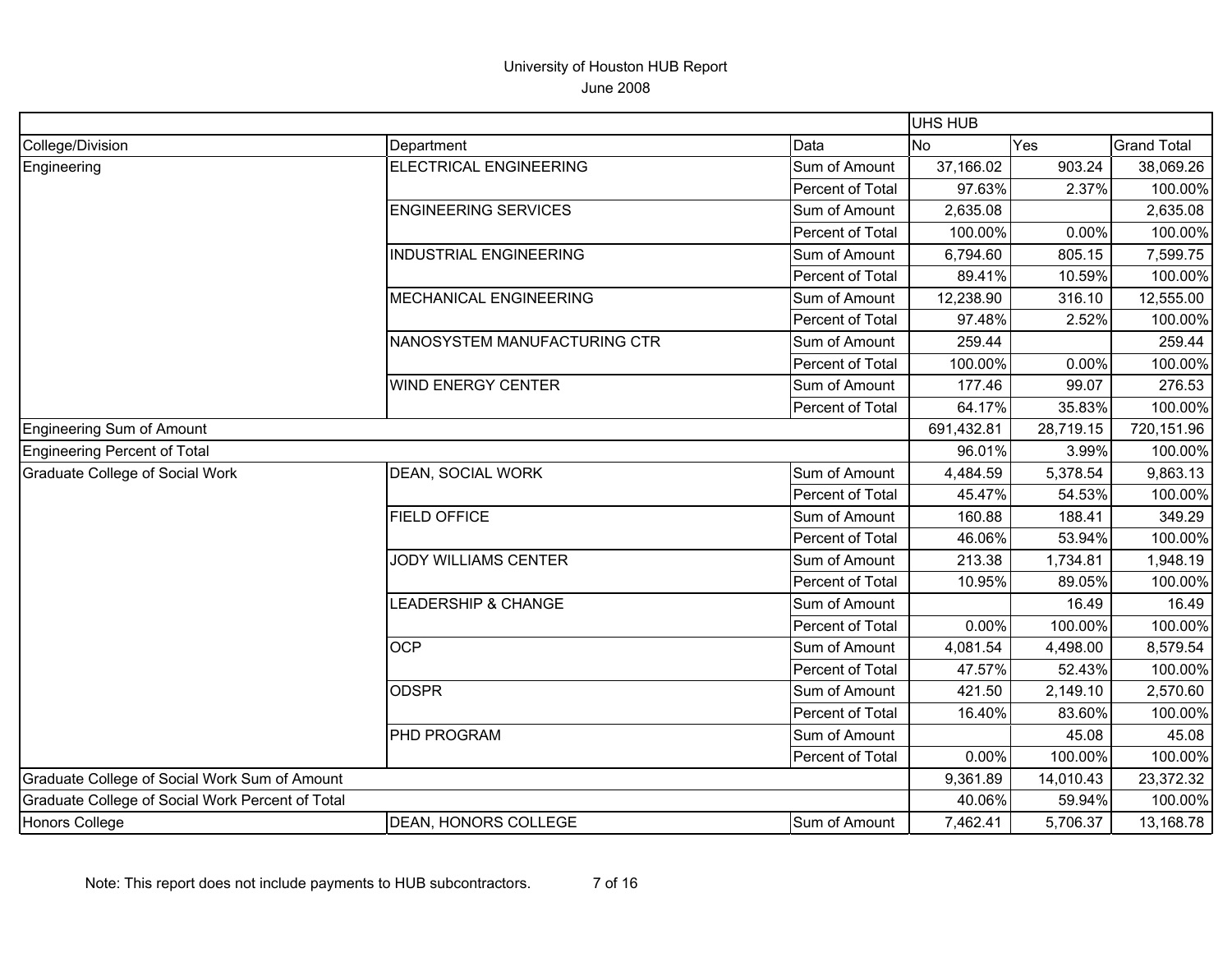# University of Houston HUB Report

June 2008

| | | | UHS HUB | | |
|---|---|---|---|---|---|
| College/Division | Department | Data | No | Yes | Grand Total |
| Engineering | ELECTRICAL ENGINEERING | Sum of Amount | 37,166.02 | 903.24 | 38,069.26 |
| | | Percent of Total | 97.63% | 2.37% | 100.00% |
| | ENGINEERING SERVICES | Sum of Amount | 2,635.08 | | 2,635.08 |
| | | Percent of Total | 100.00% | 0.00% | 100.00% |
| | INDUSTRIAL ENGINEERING | Sum of Amount | 6,794.60 | 805.15 | 7,599.75 |
| | | Percent of Total | 89.41% | 10.59% | 100.00% |
| | MECHANICAL ENGINEERING | Sum of Amount | 12,238.90 | 316.10 | 12,555.00 |
| | | Percent of Total | 97.48% | 2.52% | 100.00% |
| | NANOSYSTEM MANUFACTURING CTR | Sum of Amount | 259.44 | | 259.44 |
| | | Percent of Total | 100.00% | 0.00% | 100.00% |
| | WIND ENERGY CENTER | Sum of Amount | 177.46 | 99.07 | 276.53 |
| | | Percent of Total | 64.17% | 35.83% | 100.00% |
| Engineering Sum of Amount | | | 691,432.81 | 28,719.15 | 720,151.96 |
| Engineering Percent of Total | | | 96.01% | 3.99% | 100.00% |
| Graduate College of Social Work | DEAN, SOCIAL WORK | Sum of Amount | 4,484.59 | 5,378.54 | 9,863.13 |
| | | Percent of Total | 45.47% | 54.53% | 100.00% |
| | FIELD OFFICE | Sum of Amount | 160.88 | 188.41 | 349.29 |
| | | Percent of Total | 46.06% | 53.94% | 100.00% |
| | JODY WILLIAMS CENTER | Sum of Amount | 213.38 | 1,734.81 | 1,948.19 |
| | | Percent of Total | 10.95% | 89.05% | 100.00% |
| | LEADERSHIP & CHANGE | Sum of Amount | | 16.49 | 16.49 |
| | | Percent of Total | 0.00% | 100.00% | 100.00% |
| | OCP | Sum of Amount | 4,081.54 | 4,498.00 | 8,579.54 |
| | | Percent of Total | 47.57% | 52.43% | 100.00% |
| | ODSPR | Sum of Amount | 421.50 | 2,149.10 | 2,570.60 |
| | | Percent of Total | 16.40% | 83.60% | 100.00% |
| | PHD PROGRAM | Sum of Amount | | 45.08 | 45.08 |
| | | Percent of Total | 0.00% | 100.00% | 100.00% |
| Graduate College of Social Work Sum of Amount | | | 9,361.89 | 14,010.43 | 23,372.32 |
| Graduate College of Social Work Percent of Total | | | 40.06% | 59.94% | 100.00% |
| Honors College | DEAN, HONORS COLLEGE | Sum of Amount | 7,462.41 | 5,706.37 | 13,168.78 |

Note: This report does not include payments to HUB subcontractors.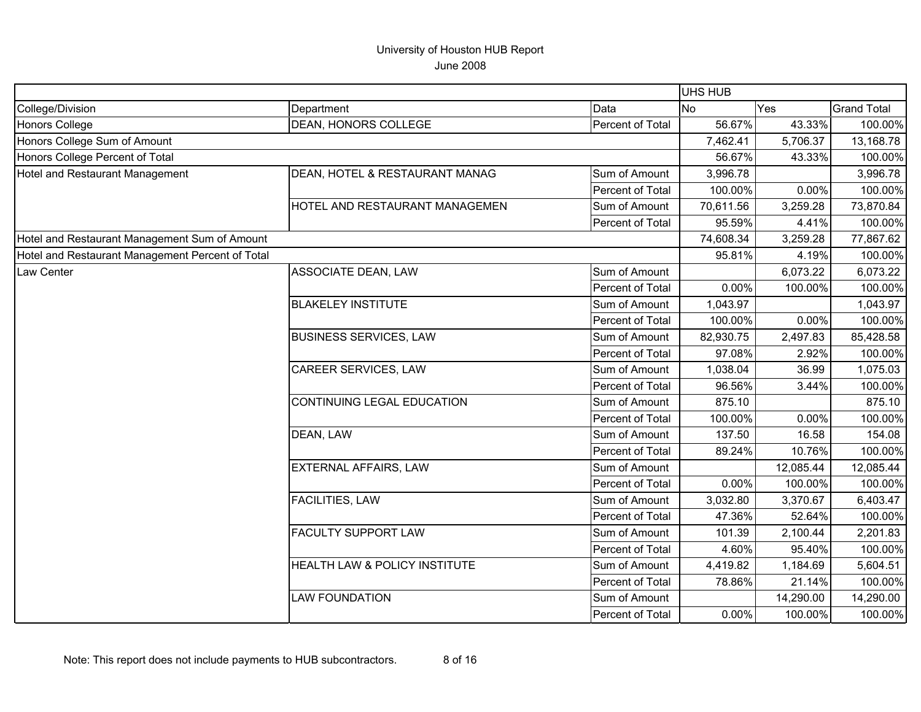University of Houston HUB Report
June 2008

| | | | UHS HUB | | |
|---|---|---|---|---|---|
| College/Division | Department | Data | No | Yes | Grand Total |
| Honors College | DEAN, HONORS COLLEGE | Percent of Total | 56.67% | 43.33% | 100.00% |
| Honors College Sum of Amount | | | 7,462.41 | 5,706.37 | 13,168.78 |
| Honors College Percent of Total | | | 56.67% | 43.33% | 100.00% |
| Hotel and Restaurant Management | DEAN, HOTEL & RESTAURANT MANAG | Sum of Amount | 3,996.78 | | 3,996.78 |
| | | Percent of Total | 100.00% | 0.00% | 100.00% |
| | HOTEL AND RESTAURANT MANAGEMEN | Sum of Amount | 70,611.56 | 3,259.28 | 73,870.84 |
| | | Percent of Total | 95.59% | 4.41% | 100.00% |
| Hotel and Restaurant Management Sum of Amount | | | 74,608.34 | 3,259.28 | 77,867.62 |
| Hotel and Restaurant Management Percent of Total | | | 95.81% | 4.19% | 100.00% |
| Law Center | ASSOCIATE DEAN, LAW | Sum of Amount | | 6,073.22 | 6,073.22 |
| | | Percent of Total | 0.00% | 100.00% | 100.00% |
| | BLAKELEY INSTITUTE | Sum of Amount | 1,043.97 | | 1,043.97 |
| | | Percent of Total | 100.00% | 0.00% | 100.00% |
| | BUSINESS SERVICES, LAW | Sum of Amount | 82,930.75 | 2,497.83 | 85,428.58 |
| | | Percent of Total | 97.08% | 2.92% | 100.00% |
| | CAREER SERVICES, LAW | Sum of Amount | 1,038.04 | 36.99 | 1,075.03 |
| | | Percent of Total | 96.56% | 3.44% | 100.00% |
| | CONTINUING LEGAL EDUCATION | Sum of Amount | 875.10 | | 875.10 |
| | | Percent of Total | 100.00% | 0.00% | 100.00% |
| | DEAN, LAW | Sum of Amount | 137.50 | 16.58 | 154.08 |
| | | Percent of Total | 89.24% | 10.76% | 100.00% |
| | EXTERNAL AFFAIRS, LAW | Sum of Amount | | 12,085.44 | 12,085.44 |
| | | Percent of Total | 0.00% | 100.00% | 100.00% |
| | FACILITIES, LAW | Sum of Amount | 3,032.80 | 3,370.67 | 6,403.47 |
| | | Percent of Total | 47.36% | 52.64% | 100.00% |
| | FACULTY SUPPORT LAW | Sum of Amount | 101.39 | 2,100.44 | 2,201.83 |
| | | Percent of Total | 4.60% | 95.40% | 100.00% |
| | HEALTH LAW & POLICY INSTITUTE | Sum of Amount | 4,419.82 | 1,184.69 | 5,604.51 |
| | | Percent of Total | 78.86% | 21.14% | 100.00% |
| | LAW FOUNDATION | Sum of Amount | | 14,290.00 | 14,290.00 |
| | | Percent of Total | 0.00% | 100.00% | 100.00% |

Note: This report does not include payments to HUB subcontractors.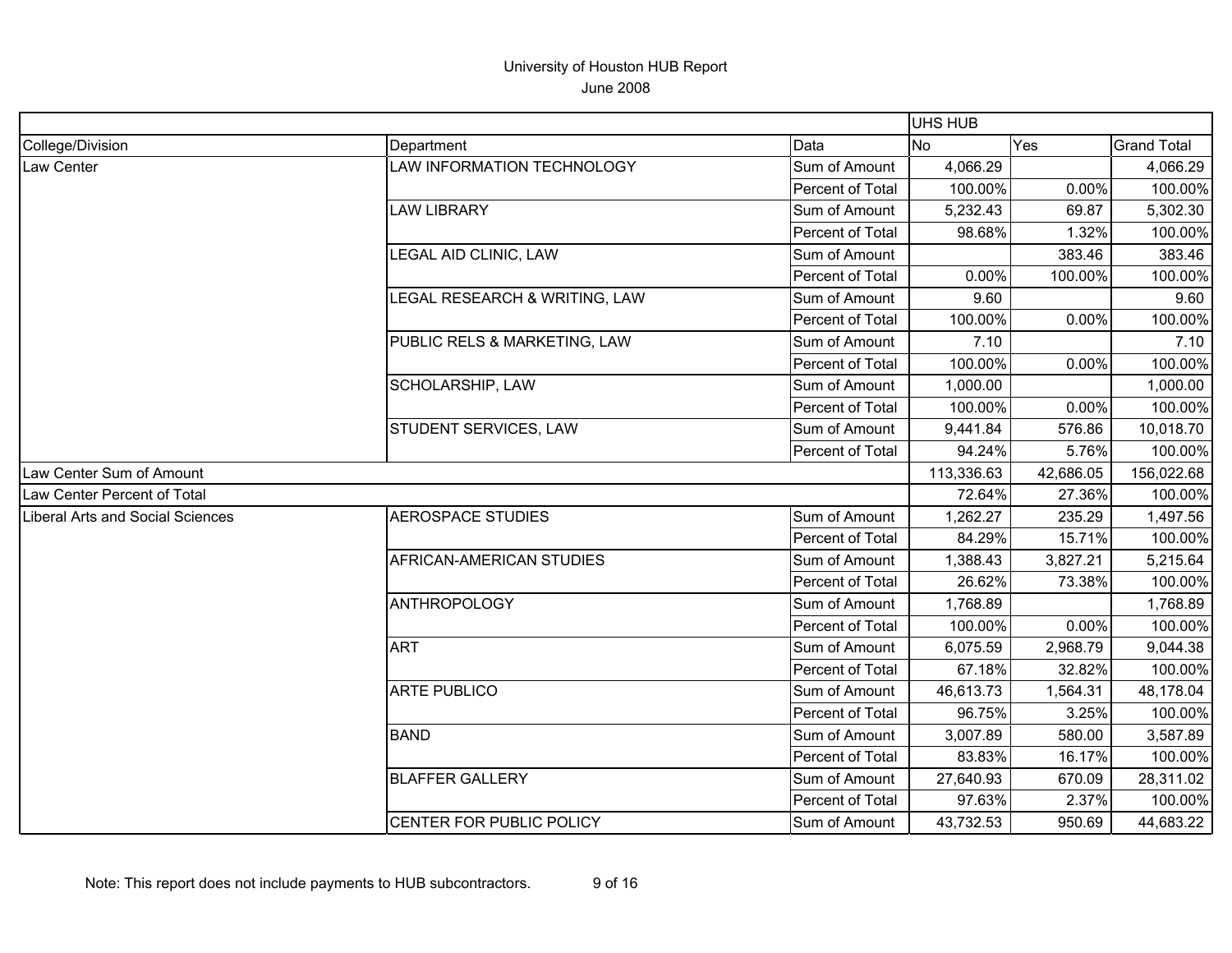University of Houston HUB Report
June 2008

| | | | UHS HUB | | |
|---|---|---|---|---|---|
| College/Division | Department | Data | No | Yes | Grand Total |
| Law Center | LAW INFORMATION TECHNOLOGY | Sum of Amount | 4,066.29 | | 4,066.29 |
| | | Percent of Total | 100.00% | 0.00% | 100.00% |
| | LAW LIBRARY | Sum of Amount | 5,232.43 | 69.87 | 5,302.30 |
| | | Percent of Total | 98.68% | 1.32% | 100.00% |
| | LEGAL AID CLINIC, LAW | Sum of Amount | | 383.46 | 383.46 |
| | | Percent of Total | 0.00% | 100.00% | 100.00% |
| | LEGAL RESEARCH & WRITING, LAW | Sum of Amount | 9.60 | | 9.60 |
| | | Percent of Total | 100.00% | 0.00% | 100.00% |
| | PUBLIC RELS & MARKETING, LAW | Sum of Amount | 7.10 | | 7.10 |
| | | Percent of Total | 100.00% | 0.00% | 100.00% |
| | SCHOLARSHIP, LAW | Sum of Amount | 1,000.00 | | 1,000.00 |
| | | Percent of Total | 100.00% | 0.00% | 100.00% |
| | STUDENT SERVICES, LAW | Sum of Amount | 9,441.84 | 576.86 | 10,018.70 |
| | | Percent of Total | 94.24% | 5.76% | 100.00% |
| Law Center Sum of Amount | | | 113,336.63 | 42,686.05 | 156,022.68 |
| Law Center Percent of Total | | | 72.64% | 27.36% | 100.00% |
| Liberal Arts and Social Sciences | AEROSPACE STUDIES | Sum of Amount | 1,262.27 | 235.29 | 1,497.56 |
| | | Percent of Total | 84.29% | 15.71% | 100.00% |
| | AFRICAN-AMERICAN STUDIES | Sum of Amount | 1,388.43 | 3,827.21 | 5,215.64 |
| | | Percent of Total | 26.62% | 73.38% | 100.00% |
| | ANTHROPOLOGY | Sum of Amount | 1,768.89 | | 1,768.89 |
| | | Percent of Total | 100.00% | 0.00% | 100.00% |
| | ART | Sum of Amount | 6,075.59 | 2,968.79 | 9,044.38 |
| | | Percent of Total | 67.18% | 32.82% | 100.00% |
| | ARTE PUBLICO | Sum of Amount | 46,613.73 | 1,564.31 | 48,178.04 |
| | | Percent of Total | 96.75% | 3.25% | 100.00% |
| | BAND | Sum of Amount | 3,007.89 | 580.00 | 3,587.89 |
| | | Percent of Total | 83.83% | 16.17% | 100.00% |
| | BLAFFER GALLERY | Sum of Amount | 27,640.93 | 670.09 | 28,311.02 |
| | | Percent of Total | 97.63% | 2.37% | 100.00% |
| | CENTER FOR PUBLIC POLICY | Sum of Amount | 43,732.53 | 950.69 | 44,683.22 |

Note: This report does not include payments to HUB subcontractors.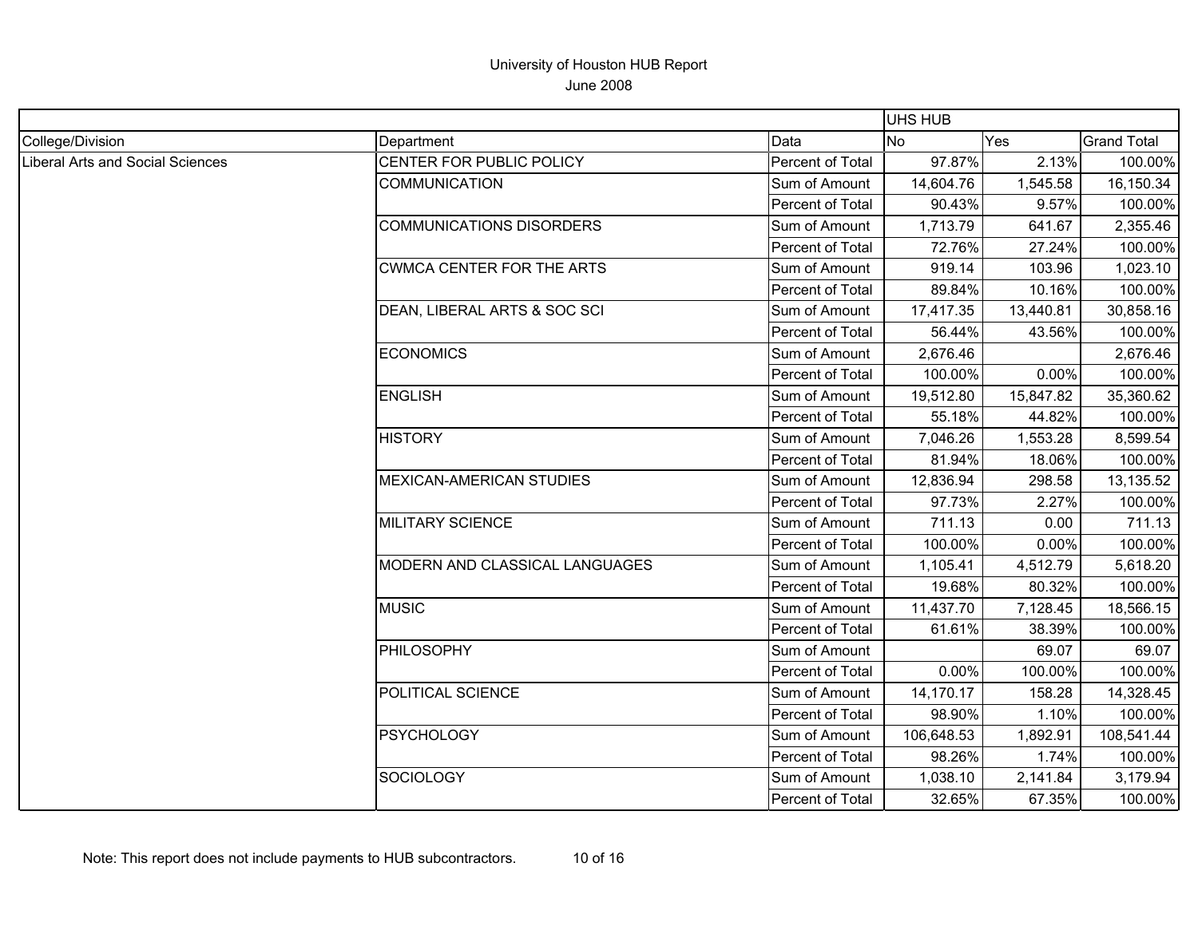# University of Houston HUB Report

June 2008

| | | | UHS HUB | | |
|---|---|---|---|---|---|
| College/Division | Department | Data | No | Yes | Grand Total |
| Liberal Arts and Social Sciences | CENTER FOR PUBLIC POLICY | Percent of Total | 97.87% | 2.13% | 100.00% |
| | COMMUNICATION | Sum of Amount | 14,604.76 | 1,545.58 | 16,150.34 |
| | | Percent of Total | 90.43% | 9.57% | 100.00% |
| | COMMUNICATIONS DISORDERS | Sum of Amount | 1,713.79 | 641.67 | 2,355.46 |
| | | Percent of Total | 72.76% | 27.24% | 100.00% |
| | CWMCA CENTER FOR THE ARTS | Sum of Amount | 919.14 | 103.96 | 1,023.10 |
| | | Percent of Total | 89.84% | 10.16% | 100.00% |
| | DEAN, LIBERAL ARTS & SOC SCI | Sum of Amount | 17,417.35 | 13,440.81 | 30,858.16 |
| | | Percent of Total | 56.44% | 43.56% | 100.00% |
| | ECONOMICS | Sum of Amount | 2,676.46 | | 2,676.46 |
| | | Percent of Total | 100.00% | 0.00% | 100.00% |
| | ENGLISH | Sum of Amount | 19,512.80 | 15,847.82 | 35,360.62 |
| | | Percent of Total | 55.18% | 44.82% | 100.00% |
| | HISTORY | Sum of Amount | 7,046.26 | 1,553.28 | 8,599.54 |
| | | Percent of Total | 81.94% | 18.06% | 100.00% |
| | MEXICAN-AMERICAN STUDIES | Sum of Amount | 12,836.94 | 298.58 | 13,135.52 |
| | | Percent of Total | 97.73% | 2.27% | 100.00% |
| | MILITARY SCIENCE | Sum of Amount | 711.13 | 0.00 | 711.13 |
| | | Percent of Total | 100.00% | 0.00% | 100.00% |
| | MODERN AND CLASSICAL LANGUAGES | Sum of Amount | 1,105.41 | 4,512.79 | 5,618.20 |
| | | Percent of Total | 19.68% | 80.32% | 100.00% |
| | MUSIC | Sum of Amount | 11,437.70 | 7,128.45 | 18,566.15 |
| | | Percent of Total | 61.61% | 38.39% | 100.00% |
| | PHILOSOPHY | Sum of Amount | | 69.07 | 69.07 |
| | | Percent of Total | 0.00% | 100.00% | 100.00% |
| | POLITICAL SCIENCE | Sum of Amount | 14,170.17 | 158.28 | 14,328.45 |
| | | Percent of Total | 98.90% | 1.10% | 100.00% |
| | PSYCHOLOGY | Sum of Amount | 106,648.53 | 1,892.91 | 108,541.44 |
| | | Percent of Total | 98.26% | 1.74% | 100.00% |
| | SOCIOLOGY | Sum of Amount | 1,038.10 | 2,141.84 | 3,179.94 |
| | | Percent of Total | 32.65% | 67.35% | 100.00% |

Note: This report does not include payments to HUB subcontractors.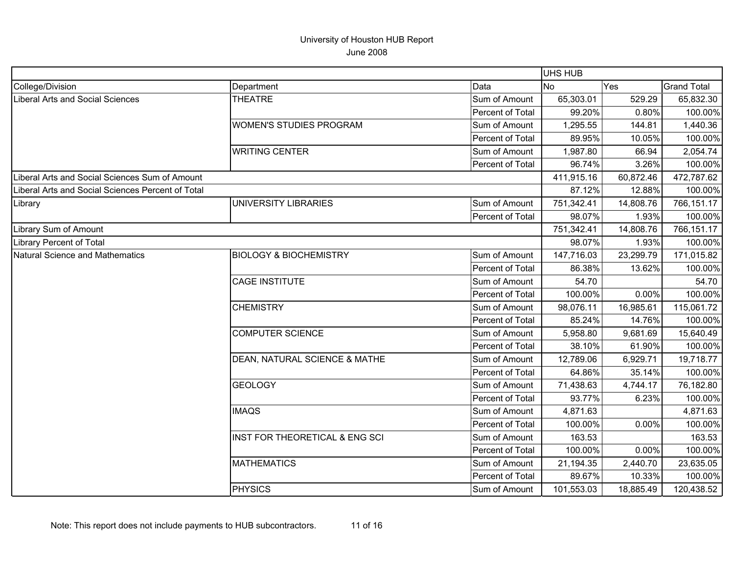University of Houston HUB Report
June 2008

| | | | UHS HUB | | |
|---|---|---|---|---|---|
| College/Division | Department | Data | No | Yes | Grand Total |
| Liberal Arts and Social Sciences | THEATRE | Sum of Amount | 65,303.01 | 529.29 | 65,832.30 |
| | | Percent of Total | 99.20% | 0.80% | 100.00% |
| | WOMEN'S STUDIES PROGRAM | Sum of Amount | 1,295.55 | 144.81 | 1,440.36 |
| | | Percent of Total | 89.95% | 10.05% | 100.00% |
| | WRITING CENTER | Sum of Amount | 1,987.80 | 66.94 | 2,054.74 |
| | | Percent of Total | 96.74% | 3.26% | 100.00% |
| Liberal Arts and Social Sciences Sum of Amount | | | 411,915.16 | 60,872.46 | 472,787.62 |
| Liberal Arts and Social Sciences Percent of Total | | | 87.12% | 12.88% | 100.00% |
| Library | UNIVERSITY LIBRARIES | Sum of Amount | 751,342.41 | 14,808.76 | 766,151.17 |
| | | Percent of Total | 98.07% | 1.93% | 100.00% |
| Library Sum of Amount | | | 751,342.41 | 14,808.76 | 766,151.17 |
| Library Percent of Total | | | 98.07% | 1.93% | 100.00% |
| Natural Science and Mathematics | BIOLOGY & BIOCHEMISTRY | Sum of Amount | 147,716.03 | 23,299.79 | 171,015.82 |
| | | Percent of Total | 86.38% | 13.62% | 100.00% |
| | CAGE INSTITUTE | Sum of Amount | 54.70 | | 54.70 |
| | | Percent of Total | 100.00% | 0.00% | 100.00% |
| | CHEMISTRY | Sum of Amount | 98,076.11 | 16,985.61 | 115,061.72 |
| | | Percent of Total | 85.24% | 14.76% | 100.00% |
| | COMPUTER SCIENCE | Sum of Amount | 5,958.80 | 9,681.69 | 15,640.49 |
| | | Percent of Total | 38.10% | 61.90% | 100.00% |
| | DEAN, NATURAL SCIENCE & MATHE | Sum of Amount | 12,789.06 | 6,929.71 | 19,718.77 |
| | | Percent of Total | 64.86% | 35.14% | 100.00% |
| | GEOLOGY | Sum of Amount | 71,438.63 | 4,744.17 | 76,182.80 |
| | | Percent of Total | 93.77% | 6.23% | 100.00% |
| | IMAQS | Sum of Amount | 4,871.63 | | 4,871.63 |
| | | Percent of Total | 100.00% | 0.00% | 100.00% |
| | INST FOR THEORETICAL & ENG SCI | Sum of Amount | 163.53 | | 163.53 |
| | | Percent of Total | 100.00% | 0.00% | 100.00% |
| | MATHEMATICS | Sum of Amount | 21,194.35 | 2,440.70 | 23,635.05 |
| | | Percent of Total | 89.67% | 10.33% | 100.00% |
| | PHYSICS | Sum of Amount | 101,553.03 | 18,885.49 | 120,438.52 |

Note: This report does not include payments to HUB subcontractors.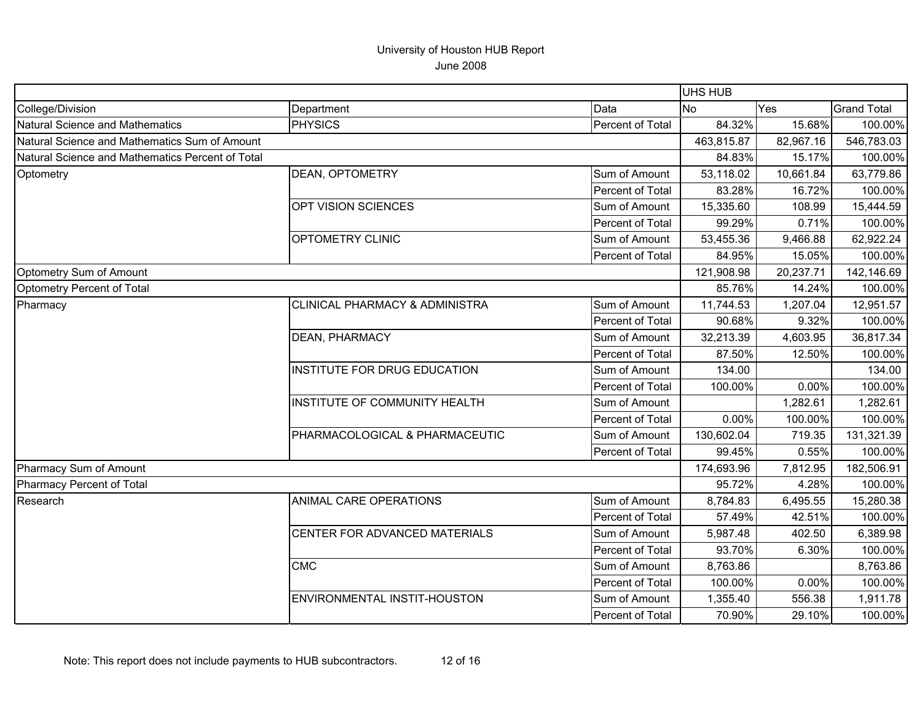# University of Houston HUB Report

June 2008

| | | | UHS HUB | | |
|---|---|---|---|---|---|
| College/Division | Department | Data | No | Yes | Grand Total |
| Natural Science and Mathematics | PHYSICS | Percent of Total | 84.32% | 15.68% | 100.00% |
| Natural Science and Mathematics Sum of Amount | | | 463,815.87 | 82,967.16 | 546,783.03 |
| Natural Science and Mathematics Percent of Total | | | 84.83% | 15.17% | 100.00% |
| Optometry | DEAN, OPTOMETRY | Sum of Amount | 53,118.02 | 10,661.84 | 63,779.86 |
| | | Percent of Total | 83.28% | 16.72% | 100.00% |
| | OPT VISION SCIENCES | Sum of Amount | 15,335.60 | 108.99 | 15,444.59 |
| | | Percent of Total | 99.29% | 0.71% | 100.00% |
| | OPTOMETRY CLINIC | Sum of Amount | 53,455.36 | 9,466.88 | 62,922.24 |
| | | Percent of Total | 84.95% | 15.05% | 100.00% |
| Optometry Sum of Amount | | | 121,908.98 | 20,237.71 | 142,146.69 |
| Optometry Percent of Total | | | 85.76% | 14.24% | 100.00% |
| Pharmacy | CLINICAL PHARMACY & ADMINISTRA | Sum of Amount | 11,744.53 | 1,207.04 | 12,951.57 |
| | | Percent of Total | 90.68% | 9.32% | 100.00% |
| | DEAN, PHARMACY | Sum of Amount | 32,213.39 | 4,603.95 | 36,817.34 |
| | | Percent of Total | 87.50% | 12.50% | 100.00% |
| | INSTITUTE FOR DRUG EDUCATION | Sum of Amount | 134.00 | | 134.00 |
| | | Percent of Total | 100.00% | 0.00% | 100.00% |
| | INSTITUTE OF COMMUNITY HEALTH | Sum of Amount | | 1,282.61 | 1,282.61 |
| | | Percent of Total | 0.00% | 100.00% | 100.00% |
| | PHARMACOLOGICAL & PHARMACEUTIC | Sum of Amount | 130,602.04 | 719.35 | 131,321.39 |
| | | Percent of Total | 99.45% | 0.55% | 100.00% |
| Pharmacy Sum of Amount | | | 174,693.96 | 7,812.95 | 182,506.91 |
| Pharmacy Percent of Total | | | 95.72% | 4.28% | 100.00% |
| Research | ANIMAL CARE OPERATIONS | Sum of Amount | 8,784.83 | 6,495.55 | 15,280.38 |
| | | Percent of Total | 57.49% | 42.51% | 100.00% |
| | CENTER FOR ADVANCED MATERIALS | Sum of Amount | 5,987.48 | 402.50 | 6,389.98 |
| | | Percent of Total | 93.70% | 6.30% | 100.00% |
| | CMC | Sum of Amount | 8,763.86 | | 8,763.86 |
| | | Percent of Total | 100.00% | 0.00% | 100.00% |
| | ENVIRONMENTAL INSTIT-HOUSTON | Sum of Amount | 1,355.40 | 556.38 | 1,911.78 |
| | | Percent of Total | 70.90% | 29.10% | 100.00% |

Note: This report does not include payments to HUB subcontractors.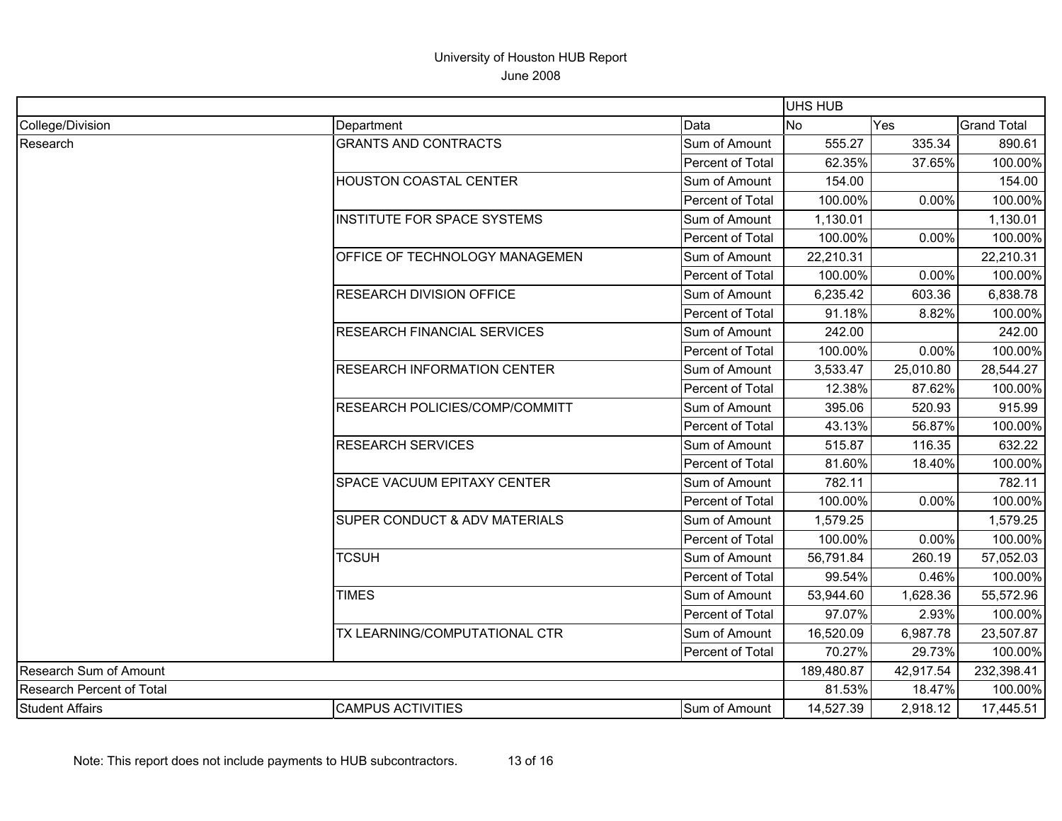# University of Houston HUB Report

June 2008

| | | | UHS HUB | | |
|---|---|---|---|---|---|
| College/Division | Department | Data | No | Yes | Grand Total |
| Research | GRANTS AND CONTRACTS | Sum of Amount | 555.27 | 335.34 | 890.61 |
| | | Percent of Total | 62.35% | 37.65% | 100.00% |
| | HOUSTON COASTAL CENTER | Sum of Amount | 154.00 | | 154.00 |
| | | Percent of Total | 100.00% | 0.00% | 100.00% |
| | INSTITUTE FOR SPACE SYSTEMS | Sum of Amount | 1,130.01 | | 1,130.01 |
| | | Percent of Total | 100.00% | 0.00% | 100.00% |
| | OFFICE OF TECHNOLOGY MANAGEMEN | Sum of Amount | 22,210.31 | | 22,210.31 |
| | | Percent of Total | 100.00% | 0.00% | 100.00% |
| | RESEARCH DIVISION OFFICE | Sum of Amount | 6,235.42 | 603.36 | 6,838.78 |
| | | Percent of Total | 91.18% | 8.82% | 100.00% |
| | RESEARCH FINANCIAL SERVICES | Sum of Amount | 242.00 | | 242.00 |
| | | Percent of Total | 100.00% | 0.00% | 100.00% |
| | RESEARCH INFORMATION CENTER | Sum of Amount | 3,533.47 | 25,010.80 | 28,544.27 |
| | | Percent of Total | 12.38% | 87.62% | 100.00% |
| | RESEARCH POLICIES/COMP/COMMITT | Sum of Amount | 395.06 | 520.93 | 915.99 |
| | | Percent of Total | 43.13% | 56.87% | 100.00% |
| | RESEARCH SERVICES | Sum of Amount | 515.87 | 116.35 | 632.22 |
| | | Percent of Total | 81.60% | 18.40% | 100.00% |
| | SPACE VACUUM EPITAXY CENTER | Sum of Amount | 782.11 | | 782.11 |
| | | Percent of Total | 100.00% | 0.00% | 100.00% |
| | SUPER CONDUCT & ADV MATERIALS | Sum of Amount | 1,579.25 | | 1,579.25 |
| | | Percent of Total | 100.00% | 0.00% | 100.00% |
| | TCSUH | Sum of Amount | 56,791.84 | 260.19 | 57,052.03 |
| | | Percent of Total | 99.54% | 0.46% | 100.00% |
| | TIMES | Sum of Amount | 53,944.60 | 1,628.36 | 55,572.96 |
| | | Percent of Total | 97.07% | 2.93% | 100.00% |
| | TX LEARNING/COMPUTATIONAL CTR | Sum of Amount | 16,520.09 | 6,987.78 | 23,507.87 |
| | | Percent of Total | 70.27% | 29.73% | 100.00% |
| Research Sum of Amount | | | 189,480.87 | 42,917.54 | 232,398.41 |
| Research Percent of Total | | | 81.53% | 18.47% | 100.00% |
| Student Affairs | CAMPUS ACTIVITIES | Sum of Amount | 14,527.39 | 2,918.12 | 17,445.51 |

Note: This report does not include payments to HUB subcontractors.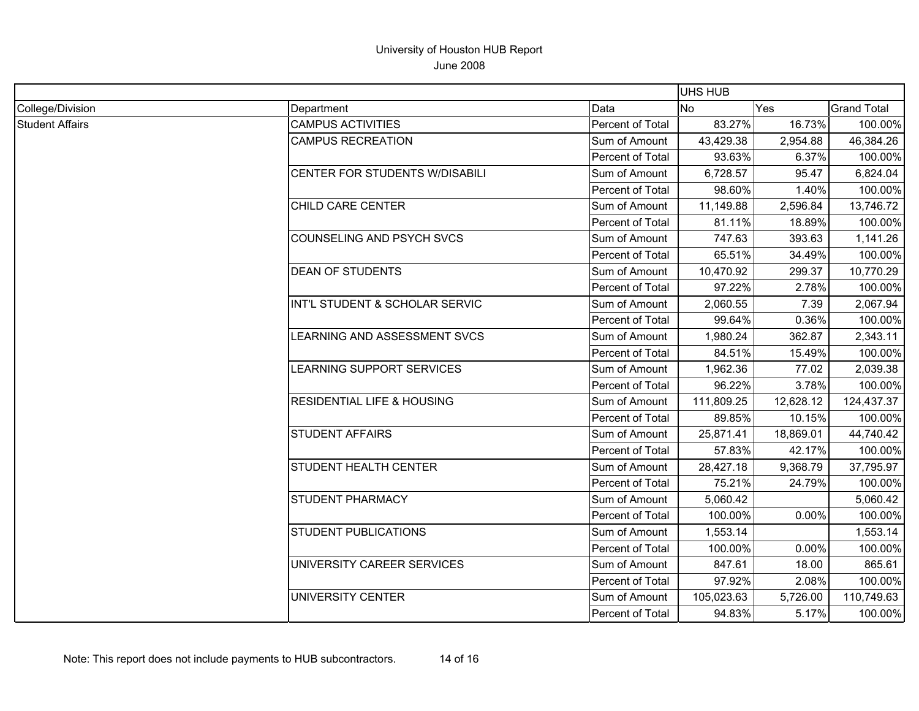University of Houston HUB Report
June 2008

| | | | UHS HUB | | |
|---|---|---|---|---|---|
| College/Division | Department | Data | No | Yes | Grand Total |
| Student Affairs | CAMPUS ACTIVITIES | Percent of Total | 83.27% | 16.73% | 100.00% |
| | CAMPUS RECREATION | Sum of Amount | 43,429.38 | 2,954.88 | 46,384.26 |
| | | Percent of Total | 93.63% | 6.37% | 100.00% |
| | CENTER FOR STUDENTS W/DISABILI | Sum of Amount | 6,728.57 | 95.47 | 6,824.04 |
| | | Percent of Total | 98.60% | 1.40% | 100.00% |
| | CHILD CARE CENTER | Sum of Amount | 11,149.88 | 2,596.84 | 13,746.72 |
| | | Percent of Total | 81.11% | 18.89% | 100.00% |
| | COUNSELING AND PSYCH SVCS | Sum of Amount | 747.63 | 393.63 | 1,141.26 |
| | | Percent of Total | 65.51% | 34.49% | 100.00% |
| | DEAN OF STUDENTS | Sum of Amount | 10,470.92 | 299.37 | 10,770.29 |
| | | Percent of Total | 97.22% | 2.78% | 100.00% |
| | INT'L STUDENT & SCHOLAR SERVIC | Sum of Amount | 2,060.55 | 7.39 | 2,067.94 |
| | | Percent of Total | 99.64% | 0.36% | 100.00% |
| | LEARNING AND ASSESSMENT SVCS | Sum of Amount | 1,980.24 | 362.87 | 2,343.11 |
| | | Percent of Total | 84.51% | 15.49% | 100.00% |
| | LEARNING SUPPORT SERVICES | Sum of Amount | 1,962.36 | 77.02 | 2,039.38 |
| | | Percent of Total | 96.22% | 3.78% | 100.00% |
| | RESIDENTIAL LIFE & HOUSING | Sum of Amount | 111,809.25 | 12,628.12 | 124,437.37 |
| | | Percent of Total | 89.85% | 10.15% | 100.00% |
| | STUDENT AFFAIRS | Sum of Amount | 25,871.41 | 18,869.01 | 44,740.42 |
| | | Percent of Total | 57.83% | 42.17% | 100.00% |
| | STUDENT HEALTH CENTER | Sum of Amount | 28,427.18 | 9,368.79 | 37,795.97 |
| | | Percent of Total | 75.21% | 24.79% | 100.00% |
| | STUDENT PHARMACY | Sum of Amount | 5,060.42 | | 5,060.42 |
| | | Percent of Total | 100.00% | 0.00% | 100.00% |
| | STUDENT PUBLICATIONS | Sum of Amount | 1,553.14 | | 1,553.14 |
| | | Percent of Total | 100.00% | 0.00% | 100.00% |
| | UNIVERSITY CAREER SERVICES | Sum of Amount | 847.61 | 18.00 | 865.61 |
| | | Percent of Total | 97.92% | 2.08% | 100.00% |
| | UNIVERSITY CENTER | Sum of Amount | 105,023.63 | 5,726.00 | 110,749.63 |
| | | Percent of Total | 94.83% | 5.17% | 100.00% |

Note: This report does not include payments to HUB subcontractors.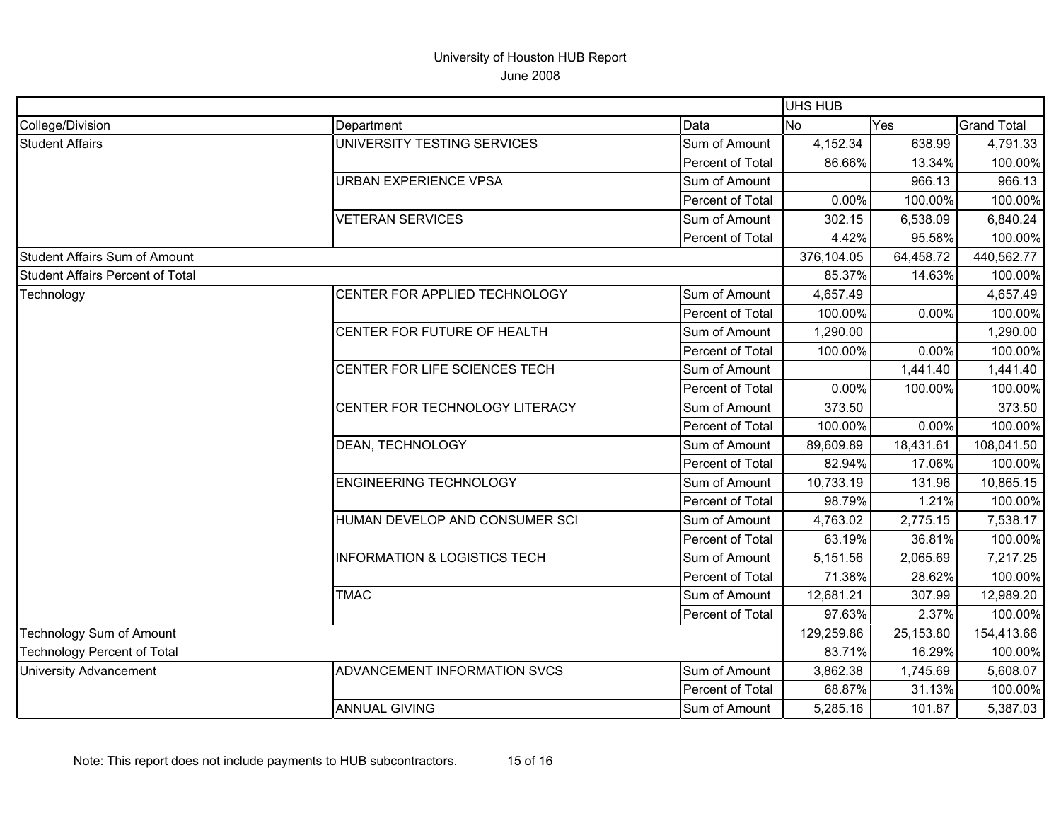# University of Houston HUB Report

June 2008

| | | | UHS HUB | | |
|---|---|---|---|---|---|
| College/Division | Department | Data | No | Yes | Grand Total |
| Student Affairs | UNIVERSITY TESTING SERVICES | Sum of Amount | 4,152.34 | 638.99 | 4,791.33 |
| | | Percent of Total | 86.66% | 13.34% | 100.00% |
| | URBAN EXPERIENCE VPSA | Sum of Amount | | 966.13 | 966.13 |
| | | Percent of Total | 0.00% | 100.00% | 100.00% |
| | VETERAN SERVICES | Sum of Amount | 302.15 | 6,538.09 | 6,840.24 |
| | | Percent of Total | 4.42% | 95.58% | 100.00% |
| Student Affairs Sum of Amount | | | 376,104.05 | 64,458.72 | 440,562.77 |
| Student Affairs Percent of Total | | | 85.37% | 14.63% | 100.00% |
| Technology | CENTER FOR APPLIED TECHNOLOGY | Sum of Amount | 4,657.49 | | 4,657.49 |
| | | Percent of Total | 100.00% | 0.00% | 100.00% |
| | CENTER FOR FUTURE OF HEALTH | Sum of Amount | 1,290.00 | | 1,290.00 |
| | | Percent of Total | 100.00% | 0.00% | 100.00% |
| | CENTER FOR LIFE SCIENCES TECH | Sum of Amount | | 1,441.40 | 1,441.40 |
| | | Percent of Total | 0.00% | 100.00% | 100.00% |
| | CENTER FOR TECHNOLOGY LITERACY | Sum of Amount | 373.50 | | 373.50 |
| | | Percent of Total | 100.00% | 0.00% | 100.00% |
| | DEAN, TECHNOLOGY | Sum of Amount | 89,609.89 | 18,431.61 | 108,041.50 |
| | | Percent of Total | 82.94% | 17.06% | 100.00% |
| | ENGINEERING TECHNOLOGY | Sum of Amount | 10,733.19 | 131.96 | 10,865.15 |
| | | Percent of Total | 98.79% | 1.21% | 100.00% |
| | HUMAN DEVELOP AND CONSUMER SCI | Sum of Amount | 4,763.02 | 2,775.15 | 7,538.17 |
| | | Percent of Total | 63.19% | 36.81% | 100.00% |
| | INFORMATION & LOGISTICS TECH | Sum of Amount | 5,151.56 | 2,065.69 | 7,217.25 |
| | | Percent of Total | 71.38% | 28.62% | 100.00% |
| | TMAC | Sum of Amount | 12,681.21 | 307.99 | 12,989.20 |
| | | Percent of Total | 97.63% | 2.37% | 100.00% |
| Technology Sum of Amount | | | 129,259.86 | 25,153.80 | 154,413.66 |
| Technology Percent of Total | | | 83.71% | 16.29% | 100.00% |
| University Advancement | ADVANCEMENT INFORMATION SVCS | Sum of Amount | 3,862.38 | 1,745.69 | 5,608.07 |
| | | Percent of Total | 68.87% | 31.13% | 100.00% |
| | ANNUAL GIVING | Sum of Amount | 5,285.16 | 101.87 | 5,387.03 |

Note: This report does not include payments to HUB subcontractors.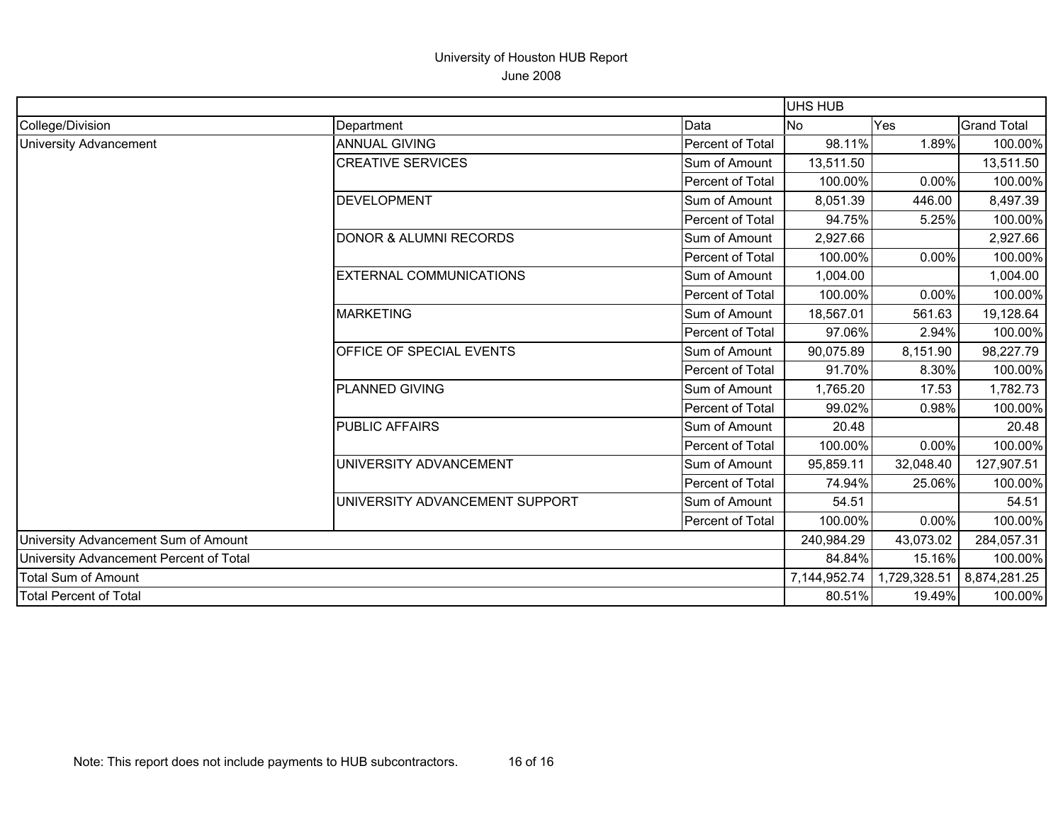University of Houston HUB Report
June 2008

| | | | UHS HUB | | |
|---|---|---|---|---|---|
| College/Division | Department | Data | No | Yes | Grand Total |
| University Advancement | ANNUAL GIVING | Percent of Total | 98.11% | 1.89% | 100.00% |
| | CREATIVE SERVICES | Sum of Amount | 13,511.50 | | 13,511.50 |
| | | Percent of Total | 100.00% | 0.00% | 100.00% |
| | DEVELOPMENT | Sum of Amount | 8,051.39 | 446.00 | 8,497.39 |
| | | Percent of Total | 94.75% | 5.25% | 100.00% |
| | DONOR & ALUMNI RECORDS | Sum of Amount | 2,927.66 | | 2,927.66 |
| | | Percent of Total | 100.00% | 0.00% | 100.00% |
| | EXTERNAL COMMUNICATIONS | Sum of Amount | 1,004.00 | | 1,004.00 |
| | | Percent of Total | 100.00% | 0.00% | 100.00% |
| | MARKETING | Sum of Amount | 18,567.01 | 561.63 | 19,128.64 |
| | | Percent of Total | 97.06% | 2.94% | 100.00% |
| | OFFICE OF SPECIAL EVENTS | Sum of Amount | 90,075.89 | 8,151.90 | 98,227.79 |
| | | Percent of Total | 91.70% | 8.30% | 100.00% |
| | PLANNED GIVING | Sum of Amount | 1,765.20 | 17.53 | 1,782.73 |
| | | Percent of Total | 99.02% | 0.98% | 100.00% |
| | PUBLIC AFFAIRS | Sum of Amount | 20.48 | | 20.48 |
| | | Percent of Total | 100.00% | 0.00% | 100.00% |
| | UNIVERSITY ADVANCEMENT | Sum of Amount | 95,859.11 | 32,048.40 | 127,907.51 |
| | | Percent of Total | 74.94% | 25.06% | 100.00% |
| | UNIVERSITY ADVANCEMENT SUPPORT | Sum of Amount | 54.51 | | 54.51 |
| | | Percent of Total | 100.00% | 0.00% | 100.00% |
| University Advancement Sum of Amount | | | 240,984.29 | 43,073.02 | 284,057.31 |
| University Advancement Percent of Total | | | 84.84% | 15.16% | 100.00% |
| Total Sum of Amount | | | 7,144,952.74 | 1,729,328.51 | 8,874,281.25 |
| Total Percent of Total | | | 80.51% | 19.49% | 100.00% |

Note: This report does not include payments to HUB subcontractors.